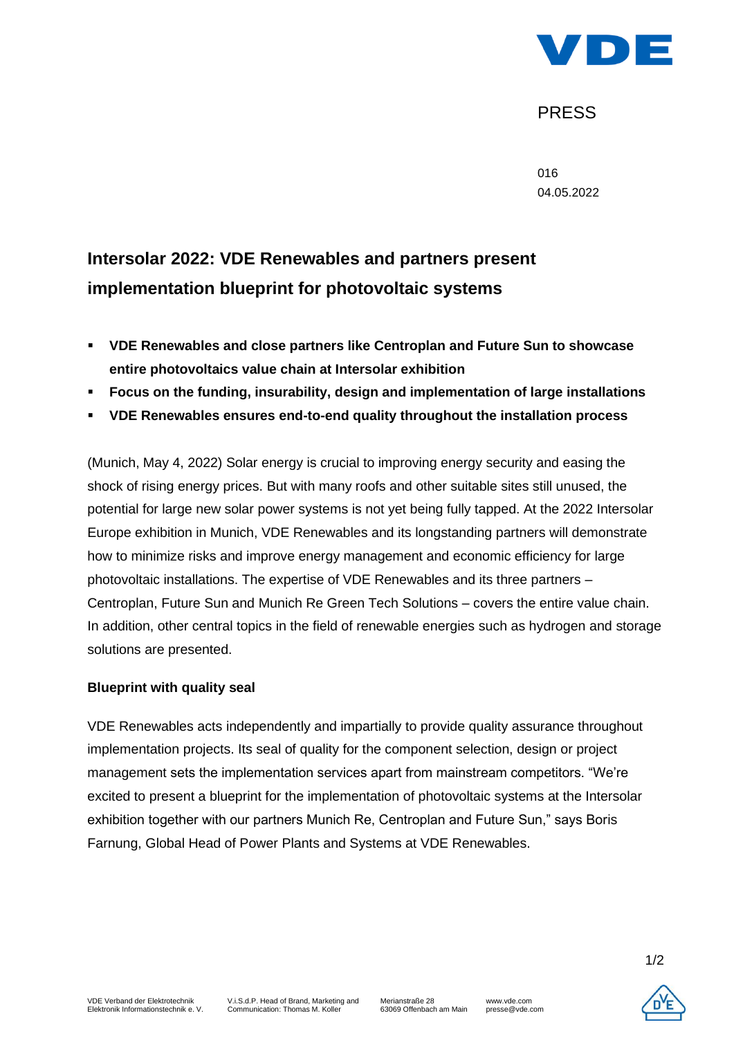PRESS

016
04.05.2022

# Intersolar 2022: VDE Renewables and partners present implementation blueprint for photovoltaic systems

- **VDE Renewables and close partners like Centroplan and Future Sun to showcase entire photovoltaics value chain at Intersolar exhibition**
- **Focus on the funding, insurability, design and implementation of large installations**
- **VDE Renewables ensures end-to-end quality throughout the installation process**

(Munich, May 4, 2022) Solar energy is crucial to improving energy security and easing the shock of rising energy prices. But with many roofs and other suitable sites still unused, the potential for large new solar power systems is not yet being fully tapped. At the 2022 Intersolar Europe exhibition in Munich, VDE Renewables and its longstanding partners will demonstrate how to minimize risks and improve energy management and economic efficiency for large photovoltaic installations. The expertise of VDE Renewables and its three partners – Centroplan, Future Sun and Munich Re Green Tech Solutions – covers the entire value chain. In addition, other central topics in the field of renewable energies such as hydrogen and storage solutions are presented.

## Blueprint with quality seal

VDE Renewables acts independently and impartially to provide quality assurance throughout implementation projects. Its seal of quality for the component selection, design or project management sets the implementation services apart from mainstream competitors. “We’re excited to present a blueprint for the implementation of photovoltaic systems at the Intersolar exhibition together with our partners Munich Re, Centroplan and Future Sun,” says Boris Farnung, Global Head of Power Plants and Systems at VDE Renewables.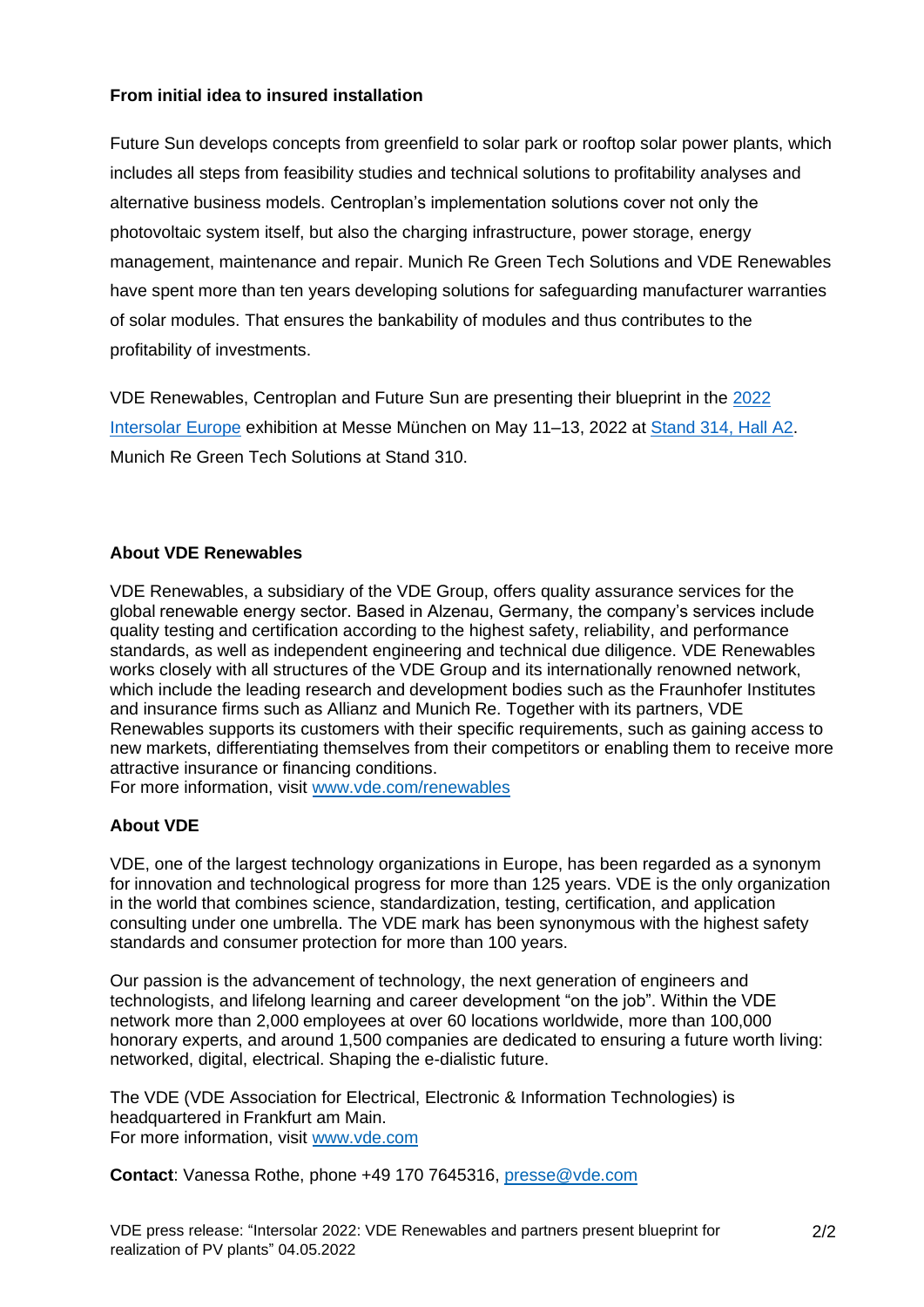### From initial idea to insured installation

Future Sun develops concepts from greenfield to solar park or rooftop solar power plants, which includes all steps from feasibility studies and technical solutions to profitability analyses and alternative business models. Centroplan's implementation solutions cover not only the photovoltaic system itself, but also the charging infrastructure, power storage, energy management, maintenance and repair. Munich Re Green Tech Solutions and VDE Renewables have spent more than ten years developing solutions for safeguarding manufacturer warranties of solar modules. That ensures the bankability of modules and thus contributes to the profitability of investments.

VDE Renewables, Centroplan and Future Sun are presenting their blueprint in the [2022 Intersolar Europe] exhibition at Messe München on May 11–13, 2022 at [Stand 314, Hall A2]. Munich Re Green Tech Solutions at Stand 310.

### About VDE Renewables

VDE Renewables, a subsidiary of the VDE Group, offers quality assurance services for the global renewable energy sector. Based in Alzenau, Germany, the company's services include quality testing and certification according to the highest safety, reliability, and performance standards, as well as independent engineering and technical due diligence. VDE Renewables works closely with all structures of the VDE Group and its internationally renowned network, which include the leading research and development bodies such as the Fraunhofer Institutes and insurance firms such as Allianz and Munich Re. Together with its partners, VDE Renewables supports its customers with their specific requirements, such as gaining access to new markets, differentiating themselves from their competitors or enabling them to receive more attractive insurance or financing conditions.
For more information, visit www.vde.com/renewables

### About VDE

VDE, one of the largest technology organizations in Europe, has been regarded as a synonym for innovation and technological progress for more than 125 years. VDE is the only organization in the world that combines science, standardization, testing, certification, and application consulting under one umbrella. The VDE mark has been synonymous with the highest safety standards and consumer protection for more than 100 years.

Our passion is the advancement of technology, the next generation of engineers and technologists, and lifelong learning and career development "on the job". Within the VDE network more than 2,000 employees at over 60 locations worldwide, more than 100,000 honorary experts, and around 1,500 companies are dedicated to ensuring a future worth living: networked, digital, electrical. Shaping the e-dialistic future.

The VDE (VDE Association for Electrical, Electronic & Information Technologies) is headquartered in Frankfurt am Main.
For more information, visit www.vde.com

**Contact**: Vanessa Rothe, phone +49 170 7645316, presse@vde.com

VDE press release: "Intersolar 2022: VDE Renewables and partners present blueprint for realization of PV plants" 04.05.2022